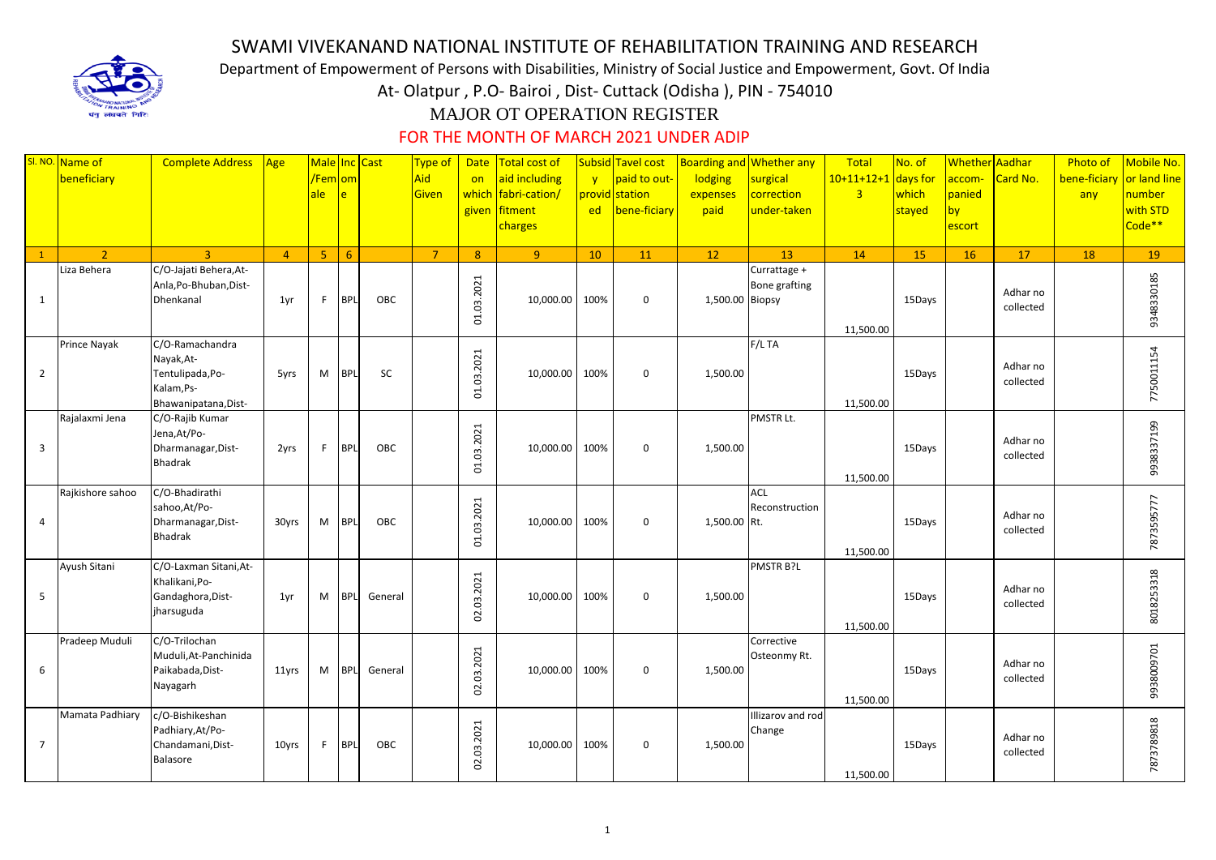# SWAMI VIVEKANAND NATIONAL INSTITUTE OF REHABILITATION TRAINING AND RESEARCH

Department of Empowerment of Persons with Disabilities, Ministry of Social Justice and Empowerment, Govt. Of India

At- Olatpur , P.O- Bairoi , Dist- Cuttack (Odisha ), PIN - 754010

## MAJOR OT OPERATION REGISTER

### FOR THE MONTH OF MARCH 2021 UNDER ADIP

| Sl. NO. | Name of beneficiary | Complete Address | Age | Male /Female | Income | Cast | Type of Aid Given | Date on which given | Total cost of aid including fabri-cation/ fitment charges | Subsidy provided | Tavel cost paid to out-station bene-ficiary | Boarding and lodging expenses paid | Whether any surgical correction under-taken | Total 10+11+12+13 | No. of days for which stayed | Whether accom-panied by escort | Aadhar Card No. | Photo of bene-ficiary any | Mobile No. or land line number with STD Code** |
|---|---|---|---|---|---|---|---|---|---|---|---|---|---|---|---|---|---|---|---|
| 1 | 2 | 3 | 4 | 5 | 6 | | 7 | 8 | 9 | 10 | 11 | 12 | 13 | 14 | 15 | 16 | 17 | 18 | 19 |
| 1 | Liza Behera | C/O-Jajati Behera,At-Anla,Po-Bhuban,Dist-Dhenkanal | 1yr | F | BPL | OBC | | 01.03.2021 | 10,000.00 | 100% | 0 | 1,500.00 | Currattage + Bone grafting Biopsy | 11,500.00 | 15Days | | Adhar no collected | | 9348330185 |
| 2 | Prince Nayak | C/O-Ramachandra Nayak,At-Tentulipada,Po-Kalam,Ps-Bhawanipatana,Dist- | 5yrs | M | BPL | SC | | 01.03.2021 | 10,000.00 | 100% | 0 | 1,500.00 | F/L TA | 11,500.00 | 15Days | | Adhar no collected | | 7750011154 |
| 3 | Rajalaxmi Jena | C/O-Rajib Kumar Jena,At/Po-Dharmanagar,Dist-Bhadrak | 2yrs | F | BPL | OBC | | 01.03.2021 | 10,000.00 | 100% | 0 | 1,500.00 | PMSTR Lt. | 11,500.00 | 15Days | | Adhar no collected | | 9938337199 |
| 4 | Rajkishore sahoo | C/O-Bhadirathi sahoo,At/Po-Dharmanagar,Dist-Bhadrak | 30yrs | M | BPL | OBC | | 01.03.2021 | 10,000.00 | 100% | 0 | 1,500.00 | ACL Reconstruction Rt. | 11,500.00 | 15Days | | Adhar no collected | | 7873595777 |
| 5 | Ayush Sitani | C/O-Laxman Sitani,At-Khalikani,Po-Gandaghora,Dist-jharsuguda | 1yr | M | BPL | General | | 02.03.2021 | 10,000.00 | 100% | 0 | 1,500.00 | PMSTR B?L | 11,500.00 | 15Days | | Adhar no collected | | 8018253318 |
| 6 | Pradeep Muduli | C/O-Trilochan Muduli,At-Panchinida Paikabada,Dist-Nayagarh | 11yrs | M | BPL | General | | 02.03.2021 | 10,000.00 | 100% | 0 | 1,500.00 | Corrective Osteonmy Rt. | 11,500.00 | 15Days | | Adhar no collected | | 9938009701 |
| 7 | Mamata Padhiary | c/O-Bishikeshan Padhiary,At/Po-Chandamani,Dist-Balasore | 10yrs | F | BPL | OBC | | 02.03.2021 | 10,000.00 | 100% | 0 | 1,500.00 | Illizarov and rod Change | 11,500.00 | 15Days | | Adhar no collected | | 7873789818 |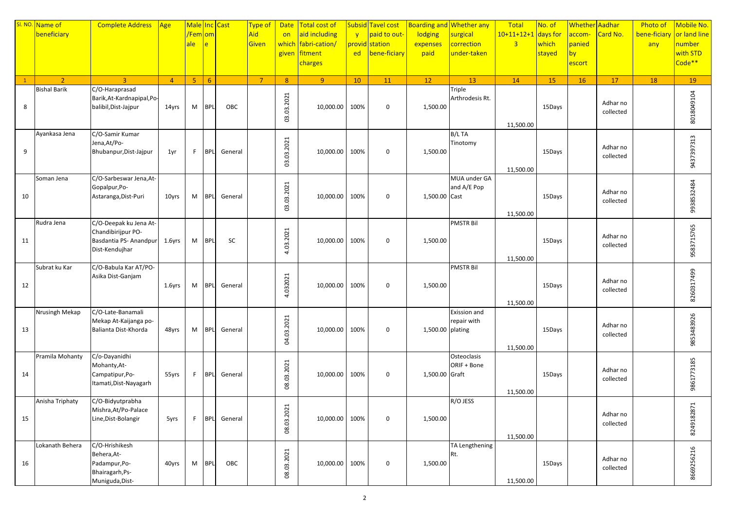| Sl. NO. | Name of beneficiary | Complete Address | Age | Male/Female | Income | Cast | Type of Aid Given | Date on which given | Total cost of aid including fabri-cation/ fitment charges | Subsidy provided | Tavel cost paid to out-station bene-ficiary | Boarding and lodging expenses paid | Whether any surgical correction under-taken | Total 10+11+12+13 | No. of days for which stayed | Whether accom-panied by escort | Aadhar Card No. | Photo of bene-ficiary any | Mobile No. or land line number with STD Code** |
|---|---|---|---|---|---|---|---|---|---|---|---|---|---|---|---|---|---|---|---|
| 1 | 2 | 3 | 4 | 5 | 6 | | 7 | 8 | 9 | 10 | 11 | 12 | 13 | 14 | 15 | 16 | 17 | 18 | 19 |
| 8 | Bishal Barik | C/O-Haraprasad Barik,At-Kardnapipal,Po-balibil,Dist-Jajpur | 14yrs | M | BPL | OBC | | 03.03.2021 | 10,000.00 | 100% | 0 | 1,500.00 | Triple Arthrodesis Rt. | 11,500.00 | 15Days | | Adhar no collected | | 8018049104 |
| 9 | Ayankasa Jena | C/O-Samir Kumar Jena,At/Po-Bhubanpur,Dist-Jajpur | 1yr | F | BPL | General | | 03.03.2021 | 10,000.00 | 100% | 0 | 1,500.00 | B/L TA Tinotomy | 11,500.00 | 15Days | | Adhar no collected | | 9437397313 |
| 10 | Soman Jena | C/O-Sarbeswar Jena,At-Gopalpur,Po-Astaranga,Dist-Puri | 10yrs | M | BPL | General | | 03.03.2021 | 10,000.00 | 100% | 0 | 1,500.00 | MUA under GA and A/E Pop Cast | 11,500.00 | 15Days | | Adhar no collected | | 9938532484 |
| 11 | Rudra Jena | C/O-Deepak ku Jena At-Chandibirijpur PO-Basdantia PS- Anandpur Dist-Kendujhar | 1.6yrs | M | BPL | SC | | 4.03.2021 | 10,000.00 | 100% | 0 | 1,500.00 | PMSTR Bil | 11,500.00 | 15Days | | Adhar no collected | | 9583715765 |
| 12 | Subrat ku Kar | C/O-Babula Kar AT/PO-Asika Dist-Ganjam | 1.6yrs | M | BPL | General | | 4.032021 | 10,000.00 | 100% | 0 | 1,500.00 | PMSTR Bil | 11,500.00 | 15Days | | Adhar no collected | | 8260317499 |
| 13 | Nrusingh Mekap | C/O-Late-Banamali Mekap At-Kaijanga po-Balianta Dist-Khorda | 48yrs | M | BPL | General | | 04.03.2021 | 10,000.00 | 100% | 0 | 1,500.00 | Exission and repair with plating | 11,500.00 | 15Days | | Adhar no collected | | 9853483926 |
| 14 | Pramila Mohanty | C/o-Dayanidhi Mohanty,At-Campatipur,Po-Itamati,Dist-Nayagarh | 55yrs | F | BPL | General | | 08.03.2021 | 10,000.00 | 100% | 0 | 1,500.00 | Osteoclasis ORIF + Bone Graft | 11,500.00 | 15Days | | Adhar no collected | | 9861773185 |
| 15 | Anisha Triphaty | C/O-Bidyutprabha Mishra,At/Po-Palace Line,Dist-Bolangir | 5yrs | F | BPL | General | | 08.03.2021 | 10,000.00 | 100% | 0 | 1,500.00 | R/O JESS | 11,500.00 | | | Adhar no collected | | 8249182871 |
| 16 | Lokanath Behera | C/O-Hrishikesh Behera,At-Padampur,Po-Bhairagarh,Ps-Muniguda,Dist- | 40yrs | M | BPL | OBC | | 08.03.2021 | 10,000.00 | 100% | 0 | 1,500.00 | TA Lengthening Rt. | 11,500.00 | 15Days | | Adhar no collected | | 8669256216 |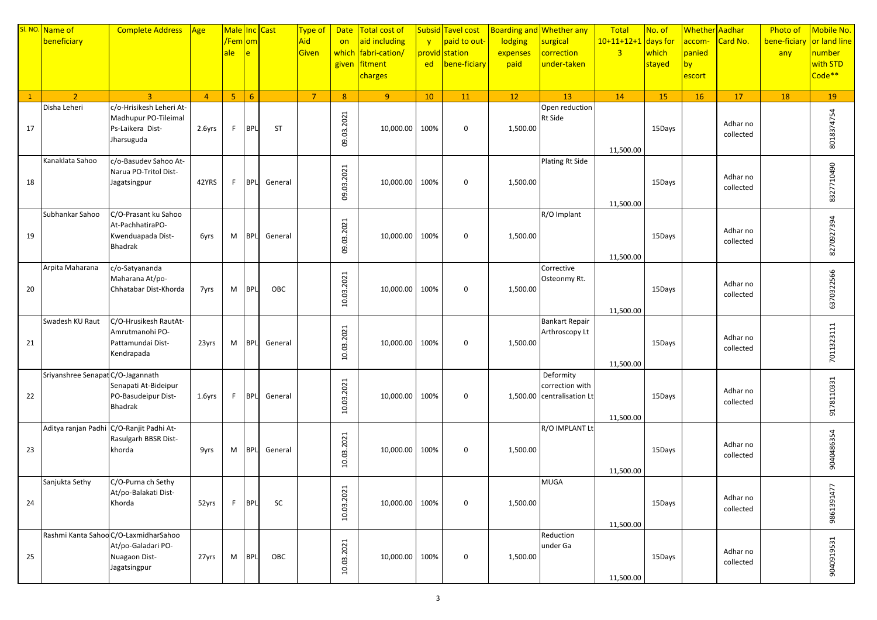| Sl. NO. | Name of beneficiary | Complete Address | Age | Male /Female | Income | Cast | Type of Aid Given | Date on which given | Total cost of aid including fabri-cation/ fitment charges | Subsidy provided | Tavel cost paid to out-station bene-ficiary | Boarding and lodging expenses paid | Whether any surgical correction under-taken | Total 10+11+12+13 | No. of days for which stayed | Whether accom-panied by escort | Aadhar Card No. | Photo of bene-ficiary any | Mobile No. or land line number with STD Code** |
|---|---|---|---|---|---|---|---|---|---|---|---|---|---|---|---|---|---|---|---|
| 1 | 2 | 3 | 4 | 5 | 6 | | 7 | 8 | 9 | 10 | 11 | 12 | 13 | 14 | 15 | 16 | 17 | 18 | 19 |
| 17 | Disha Leheri | c/o-Hrisikesh Leheri At-Madhupur PO-Tileimal Ps-Laikera Dist-Jharsuguda | 2.6yrs | F | BPL | ST | | 09.03.2021 | 10,000.00 | 100% | 0 | 1,500.00 | Open reduction Rt Side | 11,500.00 | 15Days | | Adhar no collected | | 8018374754 |
| 18 | Kanaklata Sahoo | c/o-Basudev Sahoo At-Narua PO-Tritol Dist-Jagatsingpur | 42YRS | F | BPL | General | | 09.03.2021 | 10,000.00 | 100% | 0 | 1,500.00 | Plating Rt Side | 11,500.00 | 15Days | | Adhar no collected | | 8327710490 |
| 19 | Subhankar Sahoo | C/O-Prasant ku Sahoo At-PachhatiraPO-Kwenduapada Dist-Bhadrak | 6yrs | M | BPL | General | | 09.03.2021 | 10,000.00 | 100% | 0 | 1,500.00 | R/O Implant | 11,500.00 | 15Days | | Adhar no collected | | 8270927394 |
| 20 | Arpita Maharana | c/o-Satyananda Maharana At/po-Chhatabar Dist-Khorda | 7yrs | M | BPL | OBC | | 10.03.2021 | 10,000.00 | 100% | 0 | 1,500.00 | Corrective Osteonmy Rt. | 11,500.00 | 15Days | | Adhar no collected | | 6370322566 |
| 21 | Swadesh KU Raut | C/O-Hrusikesh RautAt-Amrutmanohi PO-Pattamundai Dist-Kendrapada | 23yrs | M | BPL | General | | 10.03.2021 | 10,000.00 | 100% | 0 | 1,500.00 | Bankart Repair Arthroscopy Lt | 11,500.00 | 15Days | | Adhar no collected | | 7011323111 |
| 22 | Sriyanshree Senapati | C/O-Jagannath Senapati At-Bideipur PO-Basudeipur Dist-Bhadrak | 1.6yrs | F | BPL | General | | 10.03.2021 | 10,000.00 | 100% | 0 | 1,500.00 | Deformity correction with centralisation Lt | 11,500.00 | 15Days | | Adhar no collected | | 9178110331 |
| 23 | Aditya ranjan Padhi | C/O-Ranjit Padhi At-Rasulgarh BBSR Dist-khorda | 9yrs | M | BPL | General | | 10.03.2021 | 10,000.00 | 100% | 0 | 1,500.00 | R/O IMPLANT Lt | 11,500.00 | 15Days | | Adhar no collected | | 9040486354 |
| 24 | Sanjukta Sethy | C/O-Purna ch Sethy At/po-Balakati Dist-Khorda | 52yrs | F | BPL | SC | | 10.03.2021 | 10,000.00 | 100% | 0 | 1,500.00 | MUGA | 11,500.00 | 15Days | | Adhar no collected | | 9861391477 |
| 25 | Rashmi Kanta Sahoo | C/O-LaxmidharSahoo At/po-Galadari PO-Nuagaon Dist-Jagatsingpur | 27yrs | M | BPL | OBC | | 10.03.2021 | 10,000.00 | 100% | 0 | 1,500.00 | Reduction under Ga | 11,500.00 | 15Days | | Adhar no collected | | 9040919531 |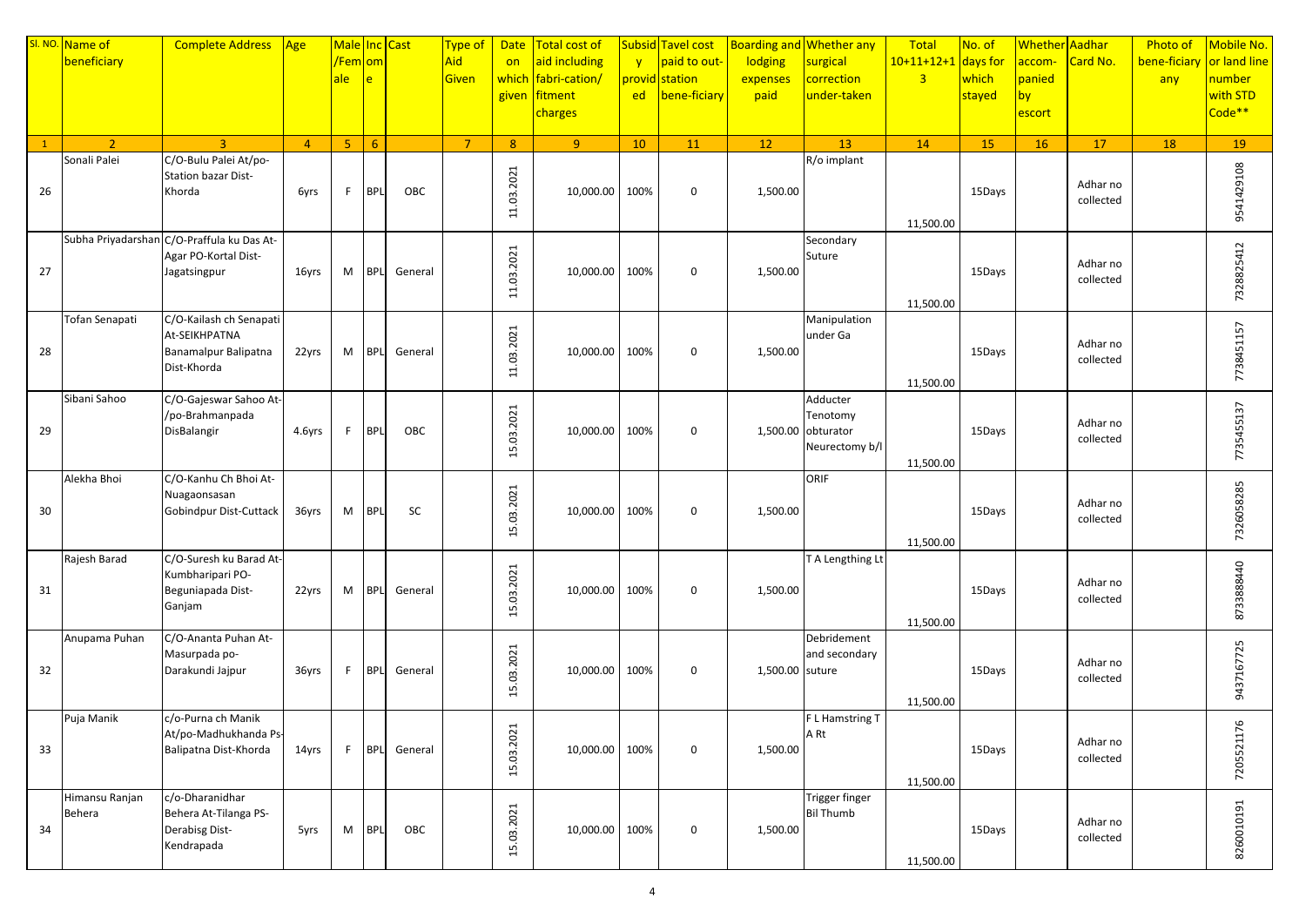| Sl. NO. | Name of beneficiary | Complete Address | Age | Male/Female | Income | Cast | Type of Aid Given | Date on which given | Total cost of aid including fabri-cation/ fitment charges | Subsidy provided | Tavel cost paid to out-station bene-ficiary | Boarding and lodging expenses paid | Whether any surgical correction under-taken | Total 10+11+12+13 | No. of days for which stayed | Whether accom-panied by escort | Aadhar Card No. | Photo of bene-ficiary any | Mobile No. or land line number with STD Code** |
|---|---|---|---|---|---|---|---|---|---|---|---|---|---|---|---|---|---|---|---|
| 1 | 2 | 3 | 4 | 5 | 6 | | 7 | 8 | 9 | 10 | 11 | 12 | 13 | 14 | 15 | 16 | 17 | 18 | 19 |
| 26 | Sonali Palei | C/O-Bulu Palei At/po-Station bazar Dist-Khorda | 6yrs | F | BPL | OBC | | 11.03.2021 | 10,000.00 | 100% | 0 | 1,500.00 | R/o implant | 11,500.00 | 15Days | | Adhar no collected | | 9541429108 |
| 27 | Subha Priyadarshan | C/O-Praffula ku Das At-Agar PO-Kortal Dist-Jagatsingpur | 16yrs | M | BPL | General | | 11.03.2021 | 10,000.00 | 100% | 0 | 1,500.00 | Secondary Suture | 11,500.00 | 15Days | | Adhar no collected | | 7328825412 |
| 28 | Tofan Senapati | C/O-Kailash ch Senapati At-SEIKHPATNA Banamalpur Balipatna Dist-Khorda | 22yrs | M | BPL | General | | 11.03.2021 | 10,000.00 | 100% | 0 | 1,500.00 | Manipulation under Ga | 11,500.00 | 15Days | | Adhar no collected | | 7738451157 |
| 29 | Sibani Sahoo | C/O-Gajeswar Sahoo At-/po-Brahmanpada DisBalangir | 4.6yrs | F | BPL | OBC | | 15.03.2021 | 10,000.00 | 100% | 0 | 1,500.00 | Adducter Tenotomy obturator Neurectomy b/l | 11,500.00 | 15Days | | Adhar no collected | | 7735455137 |
| 30 | Alekha Bhoi | C/O-Kanhu Ch Bhoi At-Nuagaonsasan Gobindpur Dist-Cuttack | 36yrs | M | BPL | SC | | 15.03.2021 | 10,000.00 | 100% | 0 | 1,500.00 | ORIF | 11,500.00 | 15Days | | Adhar no collected | | 7326058285 |
| 31 | Rajesh Barad | C/O-Suresh ku Barad At-Kumbharipari PO-Beguniapada Dist-Ganjam | 22yrs | M | BPL | General | | 15.03.2021 | 10,000.00 | 100% | 0 | 1,500.00 | T A Lengthing Lt | 11,500.00 | 15Days | | Adhar no collected | | 8733888440 |
| 32 | Anupama Puhan | C/O-Ananta Puhan At-Masurpada po-Darakundi Jajpur | 36yrs | F | BPL | General | | 15.03.2021 | 10,000.00 | 100% | 0 | 1,500.00 | Debridement and secondary suture | 11,500.00 | 15Days | | Adhar no collected | | 9437167725 |
| 33 | Puja Manik | c/o-Purna ch Manik At/po-Madhukhanda Ps-Balipatna Dist-Khorda | 14yrs | F | BPL | General | | 15.03.2021 | 10,000.00 | 100% | 0 | 1,500.00 | F L Hamstring T A Rt | 11,500.00 | 15Days | | Adhar no collected | | 7205521176 |
| 34 | Himansu Ranjan Behera | c/o-Dharanidhar Behera At-Tilanga PS-Derabisg Dist-Kendrapada | 5yrs | M | BPL | OBC | | 15.03.2021 | 10,000.00 | 100% | 0 | 1,500.00 | Trigger finger Bil Thumb | 11,500.00 | 15Days | | Adhar no collected | | 8260010191 |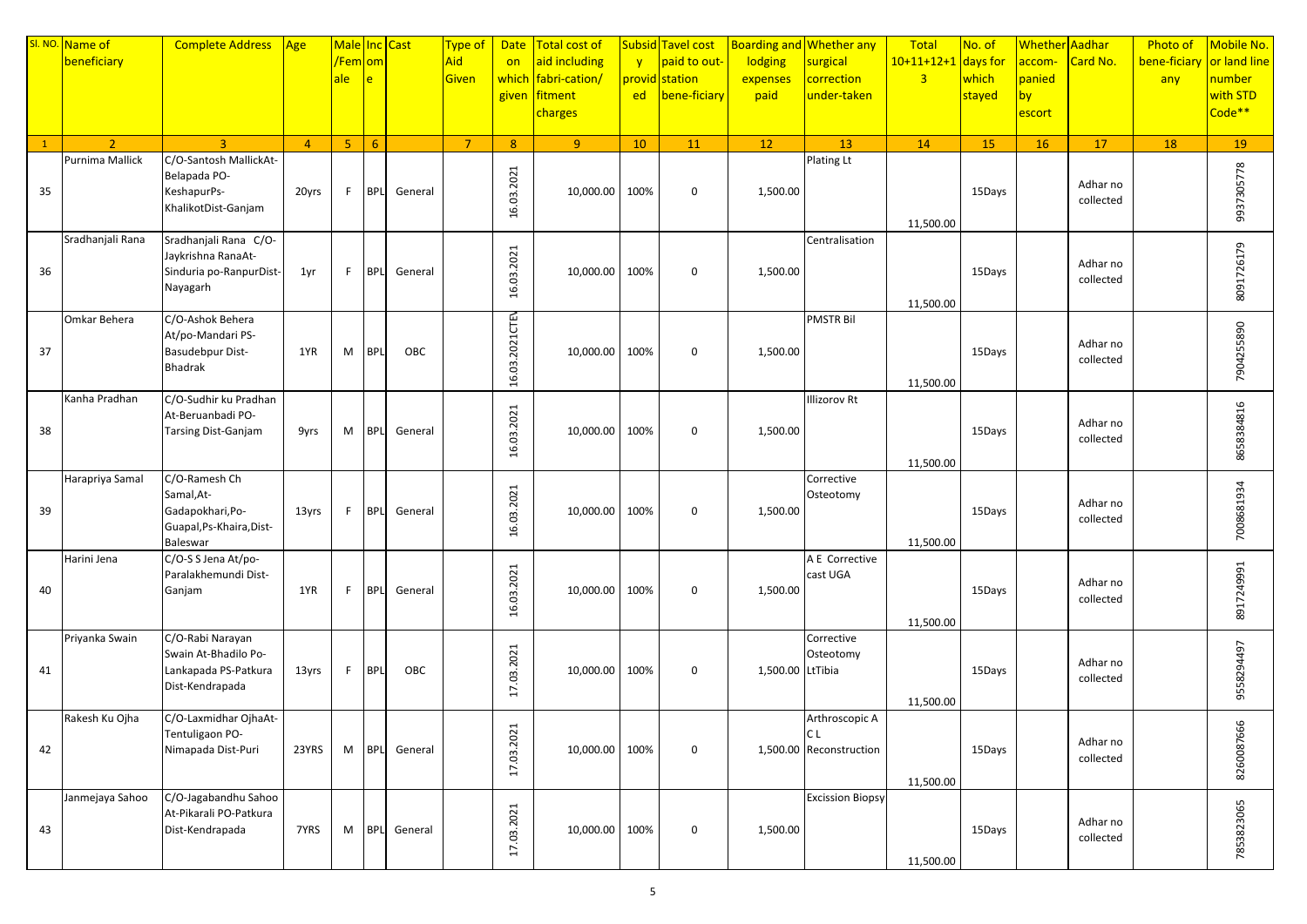| Sl. NO. | Name of beneficiary | Complete Address | Age | Male /Female | Income | Cast | Type of Aid Given | Date on which given | Total cost of aid including fabri-cation/ fitment charges | Subsidy provided | Tavel cost paid to out-station bene-ficiary | Boarding and lodging expenses paid | Whether any surgical correction under-taken | Total 10+11+12+13 | No. of days for which stayed | Whether accom-panied by escort | Aadhar Card No. | Photo of bene-ficiary any | Mobile No. or land line number with STD Code** |
|---|---|---|---|---|---|---|---|---|---|---|---|---|---|---|---|---|---|---|---|
| 1 | 2 | 3 | 4 | 5 | 6 | | 7 | 8 | 9 | 10 | 11 | 12 | 13 | 14 | 15 | 16 | 17 | 18 | 19 |
| 35 | Purnima Mallick | C/O-Santosh MallickAt-Belapada PO-KeshapurPs-KhalikotDist-Ganjam | 20yrs | F | BPL | General | | 16.03.2021 | 10,000.00 | 100% | 0 | 1,500.00 | Plating Lt | 11,500.00 | 15Days | | Adhar no collected | | 9937305778 |
| 36 | Sradhanjali Rana | Sradhanjali Rana C/O-Jaykrishna RanaAt-Sinduria po-RanpurDist-Nayagarh | 1yr | F | BPL | General | | 16.03.2021 | 10,000.00 | 100% | 0 | 1,500.00 | Centralisation | 11,500.00 | 15Days | | Adhar no collected | | 8091726179 |
| 37 | Omkar Behera | C/O-Ashok Behera At/po-Mandari PS-Basudebpur Dist-Bhadrak | 1YR | M | BPL | OBC | | 16.03.2021CTEV | 10,000.00 | 100% | 0 | 1,500.00 | PMSTR Bil | 11,500.00 | 15Days | | Adhar no collected | | 7904255890 |
| 38 | Kanha Pradhan | C/O-Sudhir ku Pradhan At-Beruanbadi PO-Tarsing Dist-Ganjam | 9yrs | M | BPL | General | | 16.03.2021 | 10,000.00 | 100% | 0 | 1,500.00 | Illizorov Rt | 11,500.00 | 15Days | | Adhar no collected | | 8658384816 |
| 39 | Harapriya Samal | C/O-Ramesh Ch Samal,At-Gadapokhari,Po-Guapal,Ps-Khaira,Dist-Baleswar | 13yrs | F | BPL | General | | 16.03.2021 | 10,000.00 | 100% | 0 | 1,500.00 | Corrective Osteotomy | 11,500.00 | 15Days | | Adhar no collected | | 7008681934 |
| 40 | Harini Jena | C/O-S S Jena At/po-Paralakhemundi Dist-Ganjam | 1YR | F | BPL | General | | 16.03.2021 | 10,000.00 | 100% | 0 | 1,500.00 | A E Corrective cast UGA | 11,500.00 | 15Days | | Adhar no collected | | 8917249991 |
| 41 | Priyanka Swain | C/O-Rabi Narayan Swain At-Bhadilo Po-Lankapada PS-Patkura Dist-Kendrapada | 13yrs | F | BPL | OBC | | 17.03.2021 | 10,000.00 | 100% | 0 | 1,500.00 | Corrective Osteotomy LtTibia | 11,500.00 | 15Days | | Adhar no collected | | 9558294497 |
| 42 | Rakesh Ku Ojha | C/O-Laxmidhar OjhaAt-Tentuligaon PO-Nimapada Dist-Puri | 23YRS | M | BPL | General | | 17.03.2021 | 10,000.00 | 100% | 0 | 1,500.00 | Arthroscopic A C L Reconstruction | 11,500.00 | 15Days | | Adhar no collected | | 8260087666 |
| 43 | Janmejaya Sahoo | C/O-Jagabandhu Sahoo At-Pikarali PO-Patkura Dist-Kendrapada | 7YRS | M | BPL | General | | 17.03.2021 | 10,000.00 | 100% | 0 | 1,500.00 | Excission Biopsy | 11,500.00 | 15Days | | Adhar no collected | | 7853823065 |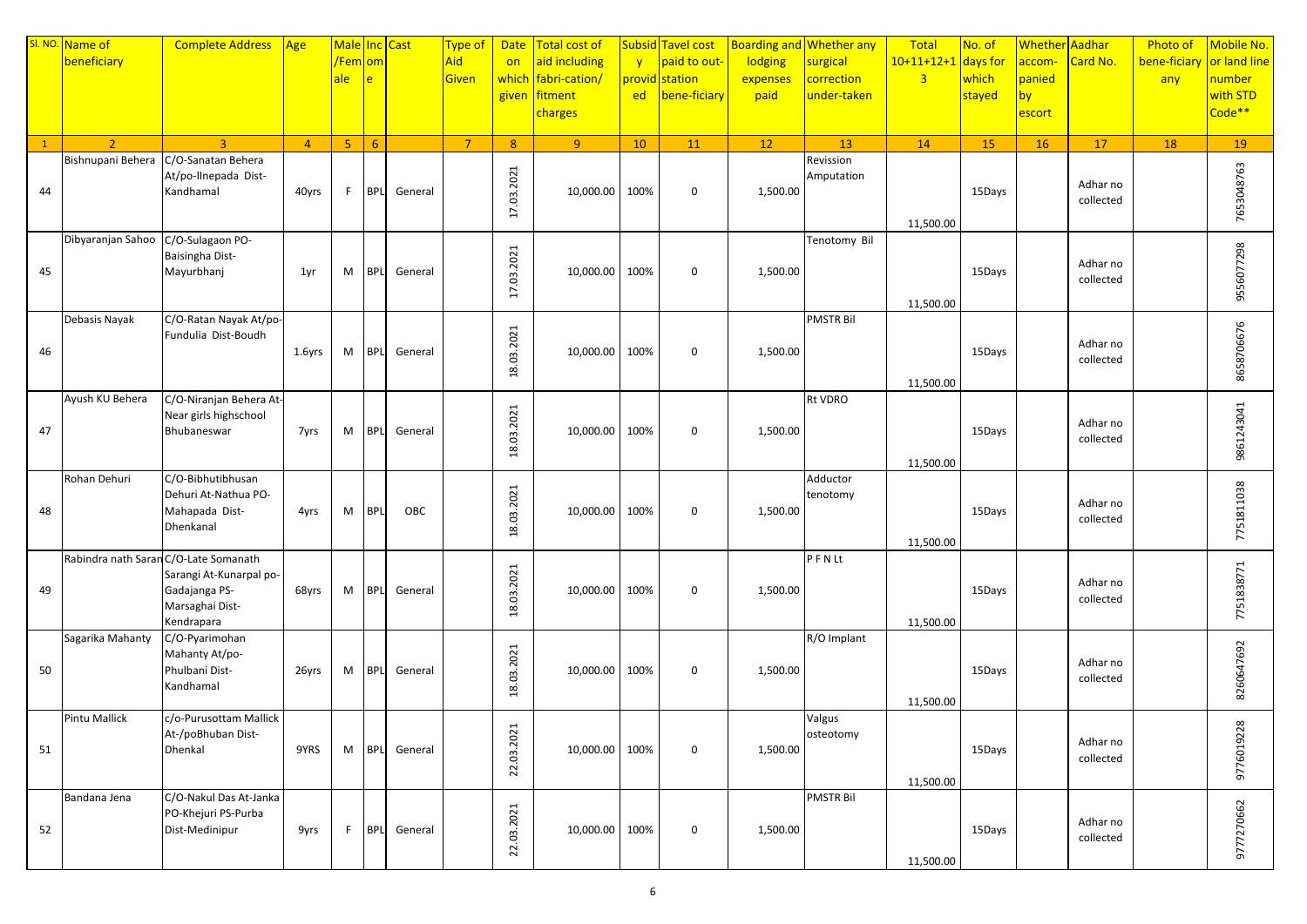| Sl. NO. | Name of beneficiary | Complete Address | Age | Male/Female | Income | Cast | Type of Aid Given | Date on which given | Total cost of aid including fabri-cation/ fitment charges | Subsidy provided | Tavel cost paid to out-station bene-ficiary | Boarding and lodging expenses paid | Whether any surgical correction under-taken | Total 10+11+12+13 | No. of days for which stayed | Whether accom-panied by escort | Aadhar Card No. | Photo of bene-ficiary any | Mobile No. or land line number with STD Code** |
|---|---|---|---|---|---|---|---|---|---|---|---|---|---|---|---|---|---|---|---|
| 1 | 2 | 3 | 4 | 5 | 6 | | 7 | 8 | 9 | 10 | 11 | 12 | 13 | 14 | 15 | 16 | 17 | 18 | 19 |
| 44 | Bishnupani Behera | C/O-Sanatan Behera At/po-llnepada Dist-Kandhamal | 40yrs | F | BPL | General | | 17.03.2021 | 10,000.00 | 100% | 0 | 1,500.00 | Revission Amputation | 11,500.00 | 15Days | | Adhar no collected | | 7653048763 |
| 45 | Dibyaranjan Sahoo | C/O-Sulagaon PO-Baisingha Dist-Mayurbhanj | 1yr | M | BPL | General | | 17.03.2021 | 10,000.00 | 100% | 0 | 1,500.00 | Tenotomy Bil | 11,500.00 | 15Days | | Adhar no collected | | 9556077298 |
| 46 | Debasis Nayak | C/O-Ratan Nayak At/po-Fundulia Dist-Boudh | 1.6yrs | M | BPL | General | | 18.03.2021 | 10,000.00 | 100% | 0 | 1,500.00 | PMSTR Bil | 11,500.00 | 15Days | | Adhar no collected | | 8658706676 |
| 47 | Ayush KU Behera | C/O-Niranjan Behera At-Near girls highschool Bhubaneswar | 7yrs | M | BPL | General | | 18.03.2021 | 10,000.00 | 100% | 0 | 1,500.00 | Rt VDRO | 11,500.00 | 15Days | | Adhar no collected | | 9861243041 |
| 48 | Rohan Dehuri | C/O-Bibhutibhusan Dehuri At-Nathua PO-Mahapada Dist-Dhenkanal | 4yrs | M | BPL | OBC | | 18.03.2021 | 10,000.00 | 100% | 0 | 1,500.00 | Adductor tenotomy | 11,500.00 | 15Days | | Adhar no collected | | 7751811038 |
| 49 | Rabindra nath Saran | C/O-Late Somanath Sarangi At-Kunarpal po-Gadajanga PS-Marsaghai Dist-Kendrapara | 68yrs | M | BPL | General | | 18.03.2021 | 10,000.00 | 100% | 0 | 1,500.00 | P F N Lt | 11,500.00 | 15Days | | Adhar no collected | | 7751838771 |
| 50 | Sagarika Mahanty | C/O-Pyarimohan Mahanty At/po-Phulbani Dist-Kandhamal | 26yrs | M | BPL | General | | 18.03.2021 | 10,000.00 | 100% | 0 | 1,500.00 | R/O Implant | 11,500.00 | 15Days | | Adhar no collected | | 8260647692 |
| 51 | Pintu Mallick | c/o-Purusottam Mallick At-/poBhuban Dist-Dhenkal | 9YRS | M | BPL | General | | 22.03.2021 | 10,000.00 | 100% | 0 | 1,500.00 | Valgus osteotomy | 11,500.00 | 15Days | | Adhar no collected | | 9776019228 |
| 52 | Bandana Jena | C/O-Nakul Das At-Janka PO-Khejuri PS-Purba Dist-Medinipur | 9yrs | F | BPL | General | | 22.03.2021 | 10,000.00 | 100% | 0 | 1,500.00 | PMSTR Bil | 11,500.00 | 15Days | | Adhar no collected | | 9777270662 |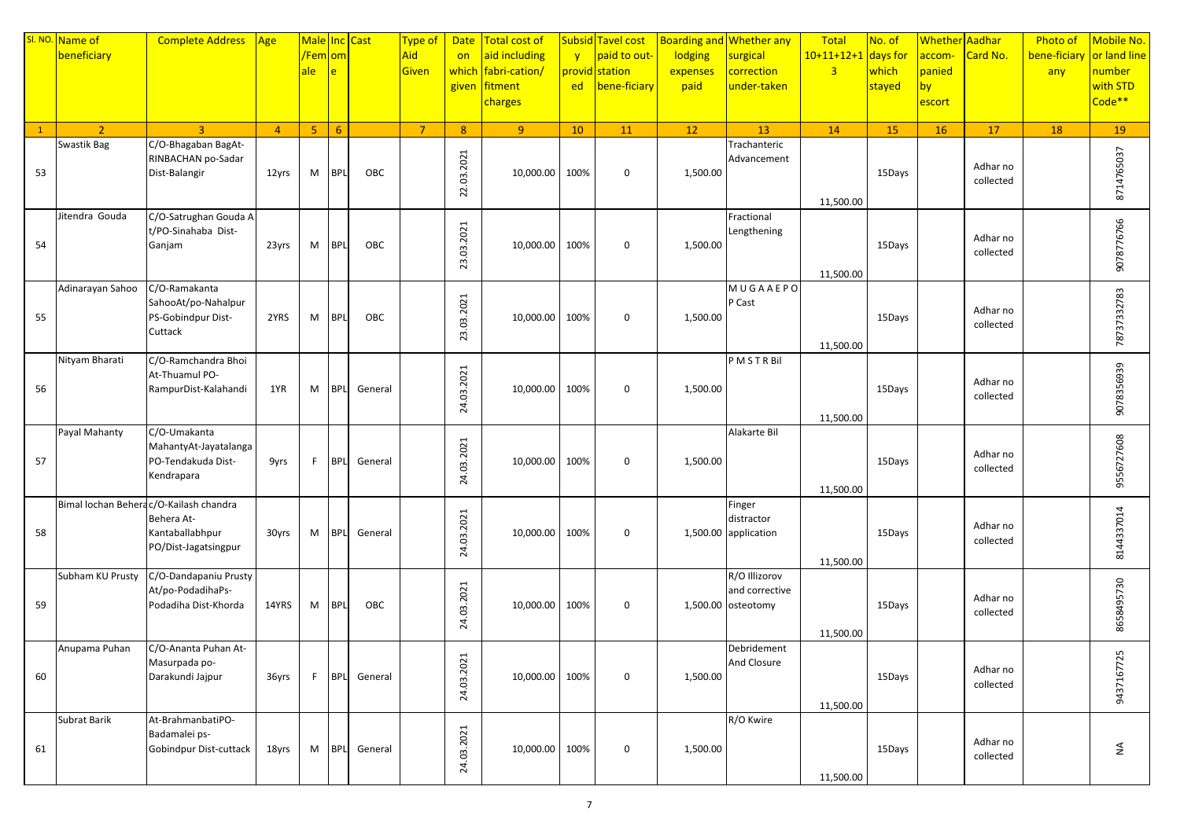| Sl. NO. | Name of beneficiary | Complete Address | Age | Male/Female | Income | Cast | Type of Aid Given | Date on which given | Total cost of aid including fabri-cation/ fitment charges | Subsidy provided | Tavel cost paid to out-station bene-ficiary | Boarding and lodging expenses paid | Whether any surgical correction under-taken | Total 10+11+12+13 | No. of days for which stayed | Whether accom-panied by escort | Aadhar Card No. | Photo of bene-ficiary any | Mobile No. or land line number with STD Code** |
|---|---|---|---|---|---|---|---|---|---|---|---|---|---|---|---|---|---|---|---|
| 1 | 2 | 3 | 4 | 5 | 6 | | 7 | 8 | 9 | 10 | 11 | 12 | 13 | 14 | 15 | 16 | 17 | 18 | 19 |
| 53 | Swastik Bag | C/O-Bhagaban BagAt-RINBACHAN po-Sadar Dist-Balangir | 12yrs | M | BPL | OBC | | 22.03.2021 | 10,000.00 | 100% | 0 | 1,500.00 | Trachanteric Advancement | 11,500.00 | 15Days | | Adhar no collected | | 8714765037 |
| 54 | Jitendra Gouda | C/O-Satrughan Gouda At/PO-Sinahaba Dist-Ganjam | 23yrs | M | BPL | OBC | | 23.03.2021 | 10,000.00 | 100% | 0 | 1,500.00 | Fractional Lengthening | 11,500.00 | 15Days | | Adhar no collected | | 9078776766 |
| 55 | Adinarayan Sahoo | C/O-Ramakanta SahooAt/po-Nahalpur PS-Gobindpur Dist-Cuttack | 2YRS | M | BPL | OBC | | 23.03.2021 | 10,000.00 | 100% | 0 | 1,500.00 | M U G A A E P O P Cast | 11,500.00 | 15Days | | Adhar no collected | | 7873732783 |
| 56 | Nityam Bharati | C/O-Ramchandra Bhoi At-Thuamul PO-RampurDist-Kalahandi | 1YR | M | BPL | General | | 24.03.2021 | 10,000.00 | 100% | 0 | 1,500.00 | P M S T R Bil | 11,500.00 | 15Days | | Adhar no collected | | 9078356939 |
| 57 | Payal Mahanty | C/O-Umakanta MahantyAt-Jayatalanga PO-Tendakuda Dist-Kendrapara | 9yrs | F | BPL | General | | 24.03.2021 | 10,000.00 | 100% | 0 | 1,500.00 | Alakarte Bil | 11,500.00 | 15Days | | Adhar no collected | | 9556727608 |
| 58 | Bimal lochan Behera | c/O-Kailash chandra Behera At-Kantaballabhpur PO/Dist-Jagatsingpur | 30yrs | M | BPL | General | | 24.03.2021 | 10,000.00 | 100% | 0 | 1,500.00 | Finger distractor application | 11,500.00 | 15Days | | Adhar no collected | | 8144337014 |
| 59 | Subham KU Prusty | C/O-Dandapaniu Prusty At/po-PodadihaPs-Podadiha Dist-Khorda | 14YRS | M | BPL | OBC | | 24.03.2021 | 10,000.00 | 100% | 0 | 1,500.00 | R/O Illizorov and corrective osteotomy | 11,500.00 | 15Days | | Adhar no collected | | 8658495730 |
| 60 | Anupama Puhan | C/O-Ananta Puhan At-Masurpada po-Darakundi Jajpur | 36yrs | F | BPL | General | | 24.03.2021 | 10,000.00 | 100% | 0 | 1,500.00 | Debridement And Closure | 11,500.00 | 15Days | | Adhar no collected | | 9437167725 |
| 61 | Subrat Barik | At-BrahmanbatiPO-Badamalei ps-Gobindpur Dist-cuttack | 18yrs | M | BPL | General | | 24.03.2021 | 10,000.00 | 100% | 0 | 1,500.00 | R/O Kwire | 11,500.00 | 15Days | | Adhar no collected | | NA |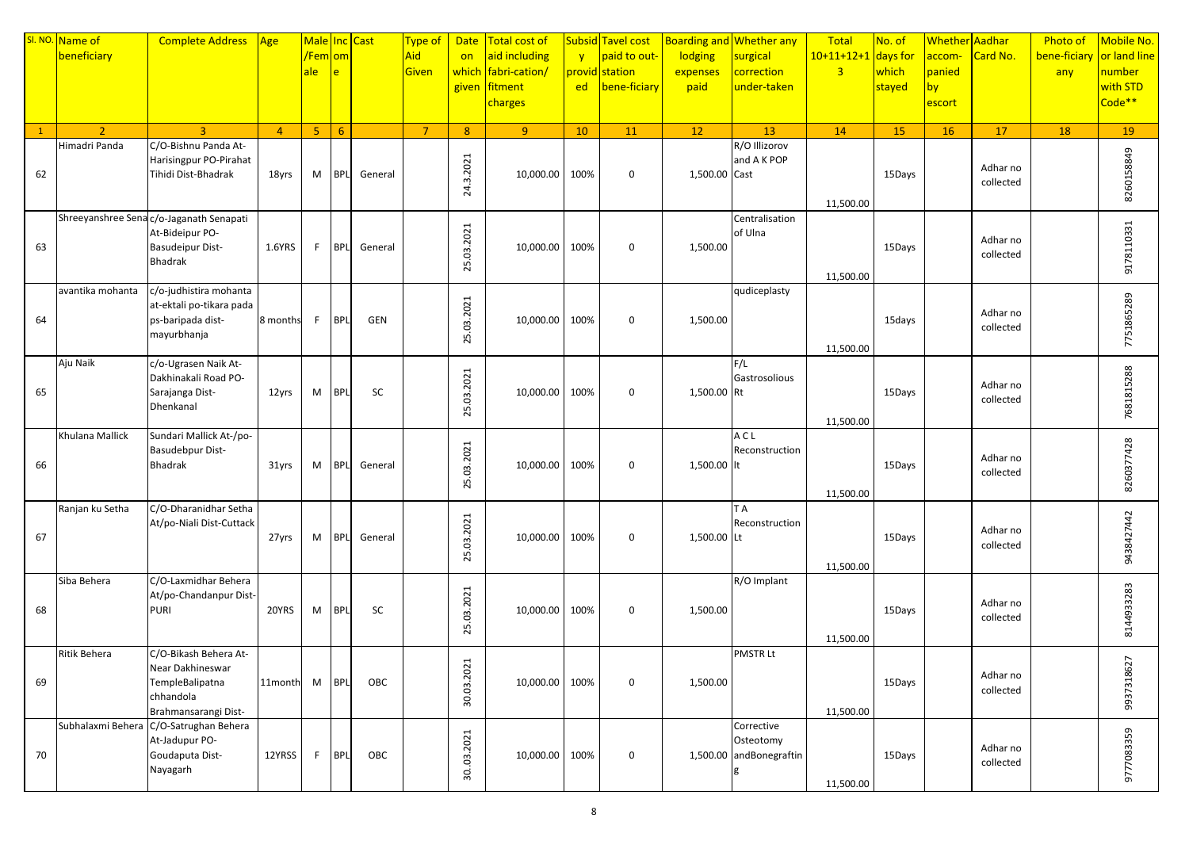| Sl. NO. | Name of beneficiary | Complete Address | Age | Male /Female | Income | Cast | Type of Aid Given | Date on which given | Total cost of aid including fabri-cation/ fitment charges | Subsidy provided | Tavel cost paid to out-station bene-ficiary | Boarding and lodging expenses paid | Whether any surgical correction under-taken | Total 10+11+12+13 | No. of days for which stayed | Whether accom-panied by escort | Aadhar Card No. | Photo of bene-ficiary any | Mobile No. or land line number with STD Code** |
|---|---|---|---|---|---|---|---|---|---|---|---|---|---|---|---|---|---|---|---|
| 1 | 2 | 3 | 4 | 5 | 6 | | 7 | 8 | 9 | 10 | 11 | 12 | 13 | 14 | 15 | 16 | 17 | 18 | 19 |
| 62 | Himadri Panda | C/O-Bishnu Panda At-Harisingpur PO-Pirahat Tihidi Dist-Bhadrak | 18yrs | M | BPL | General | | 24.3.2021 | 10,000.00 | 100% | 0 | 1,500.00 | R/O Illizorov and A K POP Cast | 11,500.00 | 15Days | | Adhar no collected | | 8260158849 |
| 63 | Shreeyanshree Sena | c/o-Jaganath Senapati At-Bideipur PO-Basudeipur Dist-Bhadrak | 1.6YRS | F | BPL | General | | 25.03.2021 | 10,000.00 | 100% | 0 | 1,500.00 | Centralisation of Ulna | 11,500.00 | 15Days | | Adhar no collected | | 9178110331 |
| 64 | avantika mohanta | c/o-judhistira mohanta at-ektali po-tikara pada ps-baripada dist-mayurbhanja | 8 months | F | BPL | GEN | | 25.03.2021 | 10,000.00 | 100% | 0 | 1,500.00 | qudiceplasty | 11,500.00 | 15days | | Adhar no collected | | 7751865289 |
| 65 | Aju Naik | c/o-Ugrasen Naik At-Dakhinakali Road PO-Sarajanga Dist-Dhenkanal | 12yrs | M | BPL | SC | | 25.03.2021 | 10,000.00 | 100% | 0 | 1,500.00 | F/L Gastrosolious Rt | 11,500.00 | 15Days | | Adhar no collected | | 7681815288 |
| 66 | Khulana Mallick | Sundari Mallick At-/po-Basudebpur Dist-Bhadrak | 31yrs | M | BPL | General | | 25.03.2021 | 10,000.00 | 100% | 0 | 1,500.00 | A C L Reconstruction lt | 11,500.00 | 15Days | | Adhar no collected | | 8260377428 |
| 67 | Ranjan ku Setha | C/O-Dharanidhar Setha At/po-Niali Dist-Cuttack | 27yrs | M | BPL | General | | 25.03.2021 | 10,000.00 | 100% | 0 | 1,500.00 | T A Reconstruction Lt | 11,500.00 | 15Days | | Adhar no collected | | 9438427442 |
| 68 | Siba Behera | C/O-Laxmidhar Behera At/po-Chandanpur Dist-PURI | 20YRS | M | BPL | SC | | 25.03.2021 | 10,000.00 | 100% | 0 | 1,500.00 | R/O Implant | 11,500.00 | 15Days | | Adhar no collected | | 8144933283 |
| 69 | Ritik Behera | C/O-Bikash Behera At-Near Dakhineswar TempleBalipatna chhandola Brahmansarangi Dist- | 11month | M | BPL | OBC | | 30.03.2021 | 10,000.00 | 100% | 0 | 1,500.00 | PMSTR Lt | 11,500.00 | 15Days | | Adhar no collected | | 9937318627 |
| 70 | Subhalaxmi Behera | C/O-Satrughan Behera At-Jadupur PO-Goudaputa Dist-Nayagarh | 12YRSS | F | BPL | OBC | | 30.03.2021 | 10,000.00 | 100% | 0 | 1,500.00 | Corrective Osteotomy andBonegraftin g | 11,500.00 | 15Days | | Adhar no collected | | 9777083359 |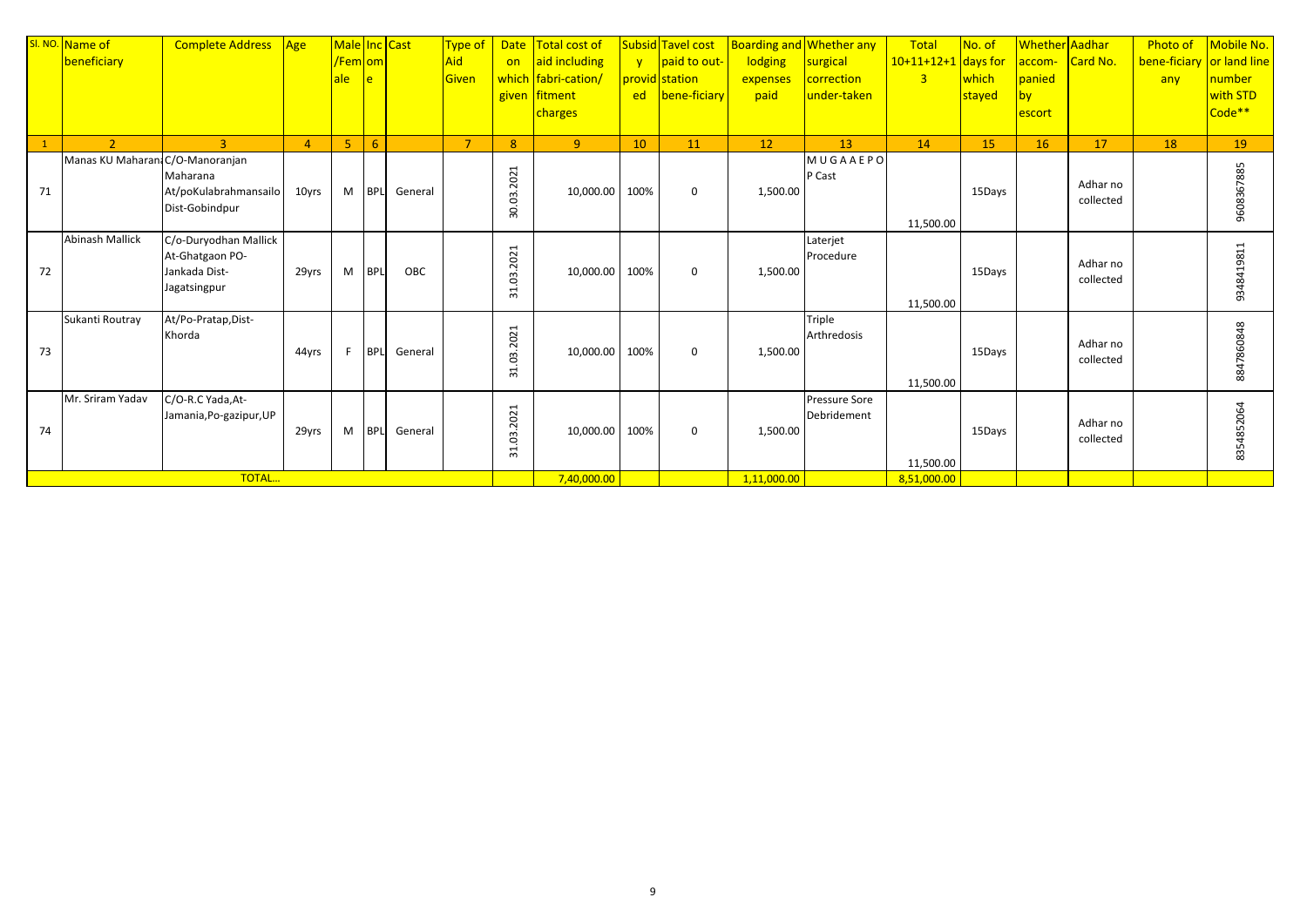| Sl. NO. | Name of beneficiary | Complete Address | Age | Male /Female | Income | Cast | Type of Aid Given | Date on which given | Total cost of aid including fabri-cation/ fitment charges | Subsidy provided | Tavel cost paid to out-station bene-ficiary | Boarding and lodging expenses paid | Whether any surgical correction under-taken | Total 10+11+12+13 | No. of days for which stayed | Whether accom-panied by escort | Aadhar Card No. | Photo of bene-ficiary any | Mobile No. or land line number with STD Code** |
|---|---|---|---|---|---|---|---|---|---|---|---|---|---|---|---|---|---|---|---|
| 1 | 2 | 3 | 4 | 5 | 6 | | 7 | 8 | 9 | 10 | 11 | 12 | 13 | 14 | 15 | 16 | 17 | 18 | 19 |
| 71 | Manas KU Maharana | C/O-Manoranjan Maharana At/poKulabrahmansailo Dist-Gobindpur | 10yrs | M | BPL | General | | 30.03.2021 | 10,000.00 | 100% | 0 | 1,500.00 | M U G A A E P O P Cast | 11,500.00 | 15Days | | Adhar no collected | | 9608367885 |
| 72 | Abinash Mallick | C/o-Duryodhan Mallick At-Ghatgaon PO-Jankada Dist-Jagatsingpur | 29yrs | M | BPL | OBC | | 31.03.2021 | 10,000.00 | 100% | 0 | 1,500.00 | Laterjet Procedure | 11,500.00 | 15Days | | Adhar no collected | | 9348419811 |
| 73 | Sukanti Routray | At/Po-Pratap,Dist-Khorda | 44yrs | F | BPL | General | | 31.03.2021 | 10,000.00 | 100% | 0 | 1,500.00 | Triple Arthredosis | 11,500.00 | 15Days | | Adhar no collected | | 8847860848 |
| 74 | Mr. Sriram Yadav | C/O-R.C Yada,At-Jamania,Po-gazipur,UP | 29yrs | M | BPL | General | | 31.03.2021 | 10,000.00 | 100% | 0 | 1,500.00 | Pressure Sore Debridement | 11,500.00 | 15Days | | Adhar no collected | | 8354852064 |
| | | TOTAL... | | | | | | | 7,40,000.00 | | | 1,11,000.00 | | 8,51,000.00 | | | | | |